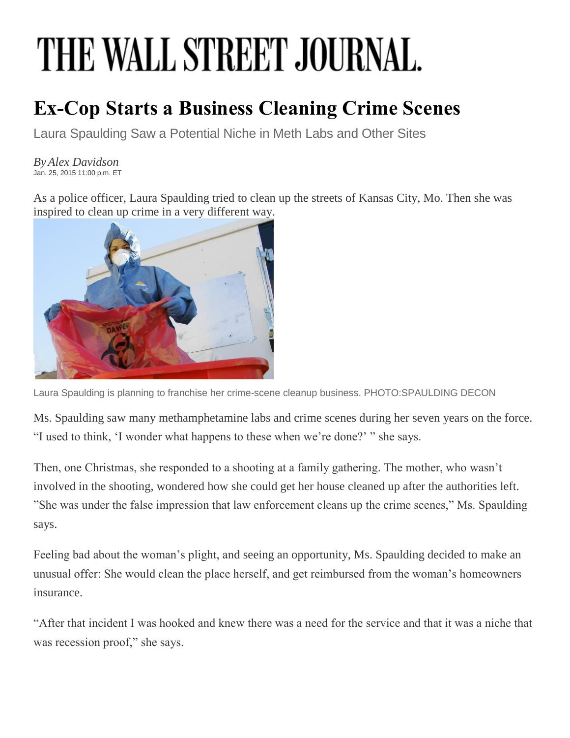# THE WALL STREET JOURNAL.

## Ex-Cop Starts a Business Cleaning Crime Scenes

Laura Spaulding Saw a Potential Niche in Meth Labs and Other Sites

*By Alex Davidson*
Jan. 25, 2015 11:00 p.m. ET

As a police officer, Laura Spaulding tried to clean up the streets of Kansas City, Mo. Then she was inspired to clean up crime in a very different way.

Laura Spaulding is planning to franchise her crime-scene cleanup business. PHOTO:SPAULDING DECON

Ms. Spaulding saw many methamphetamine labs and crime scenes during her seven years on the force. "I used to think, 'I wonder what happens to these when we're done?' " she says.

Then, one Christmas, she responded to a shooting at a family gathering. The mother, who wasn't involved in the shooting, wondered how she could get her house cleaned up after the authorities left. "She was under the false impression that law enforcement cleans up the crime scenes," Ms. Spaulding says.

Feeling bad about the woman's plight, and seeing an opportunity, Ms. Spaulding decided to make an unusual offer: She would clean the place herself, and get reimbursed from the woman's homeowners insurance.

"After that incident I was hooked and knew there was a need for the service and that it was a niche that was recession proof," she says.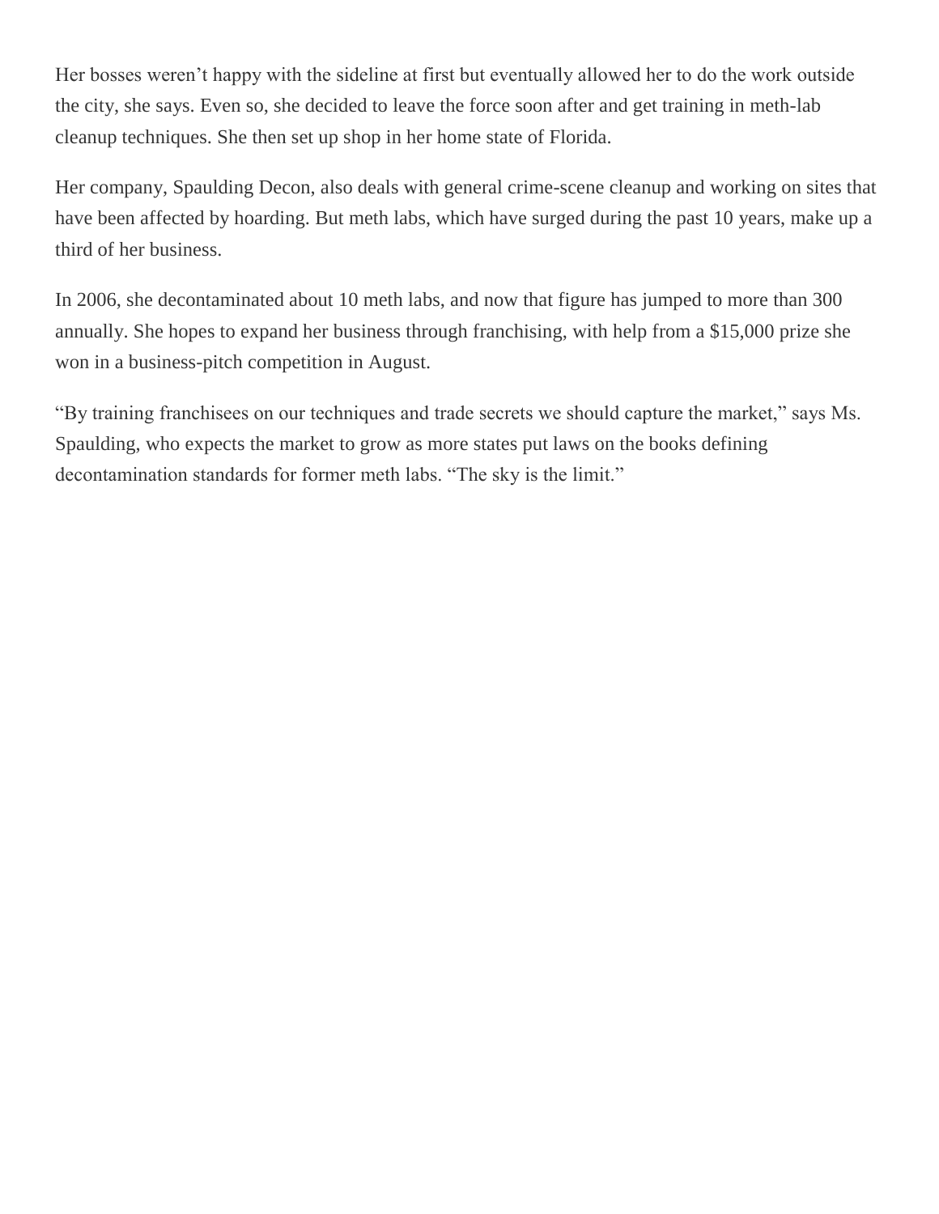Her bosses weren't happy with the sideline at first but eventually allowed her to do the work outside the city, she says. Even so, she decided to leave the force soon after and get training in meth-lab cleanup techniques. She then set up shop in her home state of Florida.

Her company, Spaulding Decon, also deals with general crime-scene cleanup and working on sites that have been affected by hoarding. But meth labs, which have surged during the past 10 years, make up a third of her business.

In 2006, she decontaminated about 10 meth labs, and now that figure has jumped to more than 300 annually. She hopes to expand her business through franchising, with help from a $15,000 prize she won in a business-pitch competition in August.

"By training franchisees on our techniques and trade secrets we should capture the market," says Ms. Spaulding, who expects the market to grow as more states put laws on the books defining decontamination standards for former meth labs. "The sky is the limit."